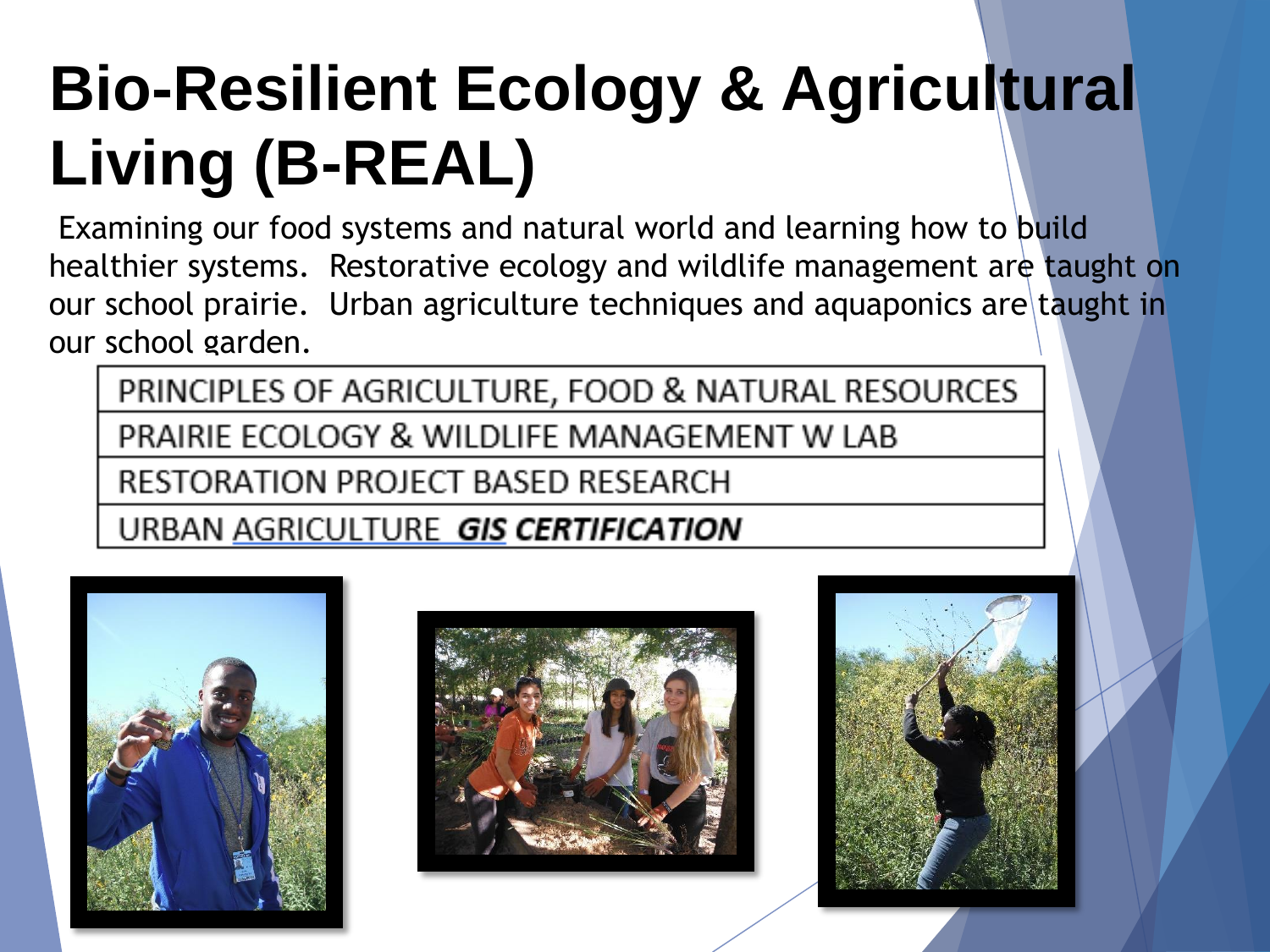# Bio-Resilient Ecology & Agricultural Living (B-REAL)

Examining our food systems and natural world and learning how to build healthier systems. Restorative ecology and wildlife management are taught on our school prairie. Urban agriculture techniques and aquaponics are taught in our school garden.

| PRINCIPLES OF AGRICULTURE, FOOD & NATURAL RESOURCES |
|---|
| PRAIRIE ECOLOGY & WILDLIFE MANAGEMENT W LAB |
| RESTORATION PROJECT BASED RESEARCH |
| URBAN AGRICULTURE ***GIS CERTIFICATION*** |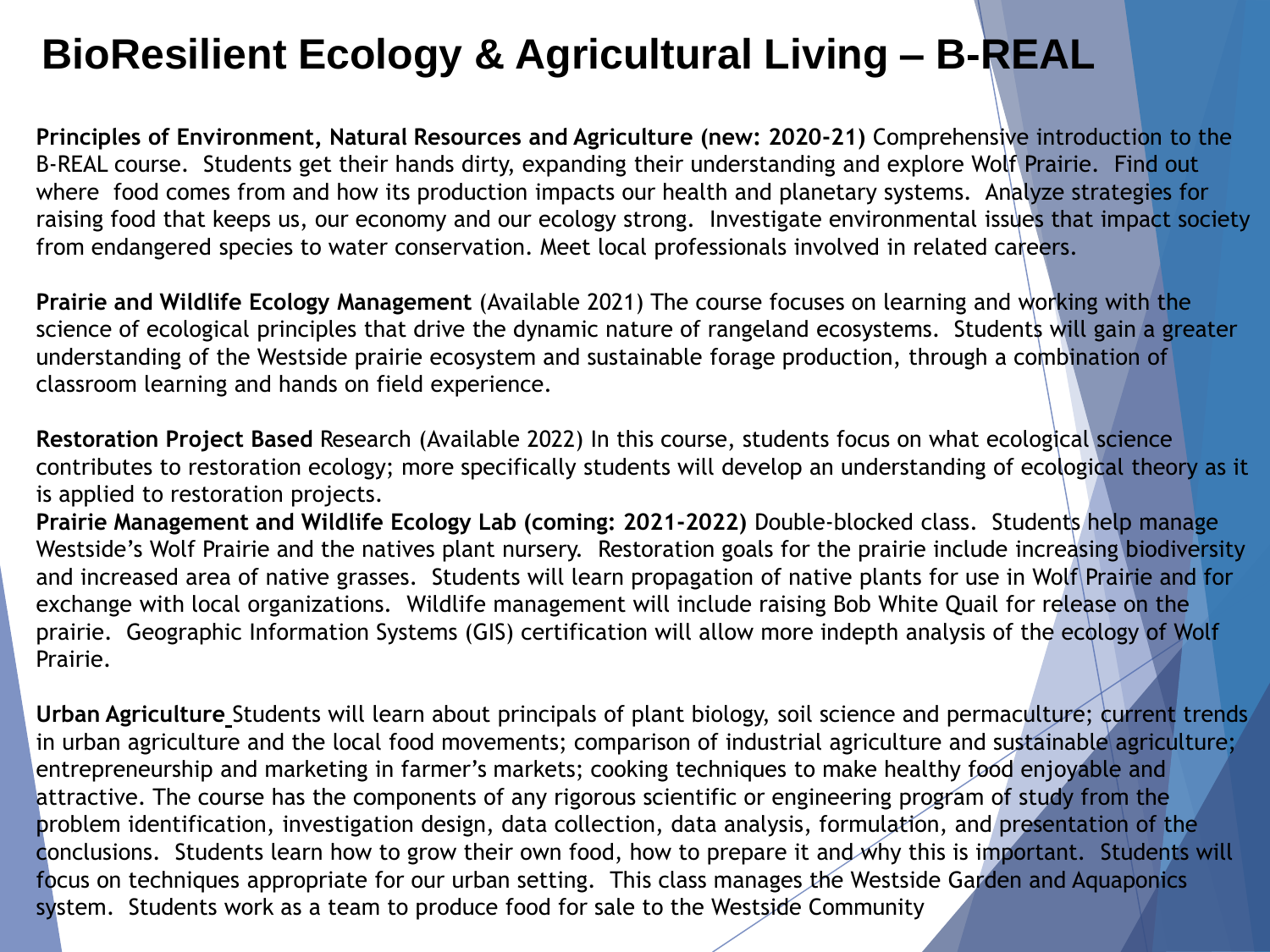# BioResilient Ecology & Agricultural Living – B-REAL

**Principles of Environment, Natural Resources and Agriculture (new: 2020-21)** Comprehensive introduction to the B-REAL course. Students get their hands dirty, expanding their understanding and explore Wolf Prairie. Find out where food comes from and how its production impacts our health and planetary systems. Analyze strategies for raising food that keeps us, our economy and our ecology strong. Investigate environmental issues that impact society from endangered species to water conservation. Meet local professionals involved in related careers.

**Prairie and Wildlife Ecology Management** (Available 2021) The course focuses on learning and working with the science of ecological principles that drive the dynamic nature of rangeland ecosystems. Students will gain a greater understanding of the Westside prairie ecosystem and sustainable forage production, through a combination of classroom learning and hands on field experience.

**Restoration Project Based** Research (Available 2022) In this course, students focus on what ecological science contributes to restoration ecology; more specifically students will develop an understanding of ecological theory as it is applied to restoration projects.

**Prairie Management and Wildlife Ecology Lab (coming: 2021-2022)** Double-blocked class. Students help manage Westside's Wolf Prairie and the natives plant nursery. Restoration goals for the prairie include increasing biodiversity and increased area of native grasses. Students will learn propagation of native plants for use in Wolf Prairie and for exchange with local organizations. Wildlife management will include raising Bob White Quail for release on the prairie. Geographic Information Systems (GIS) certification will allow more indepth analysis of the ecology of Wolf Prairie.

**Urban Agriculture** Students will learn about principals of plant biology, soil science and permaculture; current trends in urban agriculture and the local food movements; comparison of industrial agriculture and sustainable agriculture; entrepreneurship and marketing in farmer's markets; cooking techniques to make healthy food enjoyable and attractive. The course has the components of any rigorous scientific or engineering program of study from the problem identification, investigation design, data collection, data analysis, formulation, and presentation of the conclusions. Students learn how to grow their own food, how to prepare it and why this is important. Students will focus on techniques appropriate for our urban setting. This class manages the Westside Garden and Aquaponics system. Students work as a team to produce food for sale to the Westside Community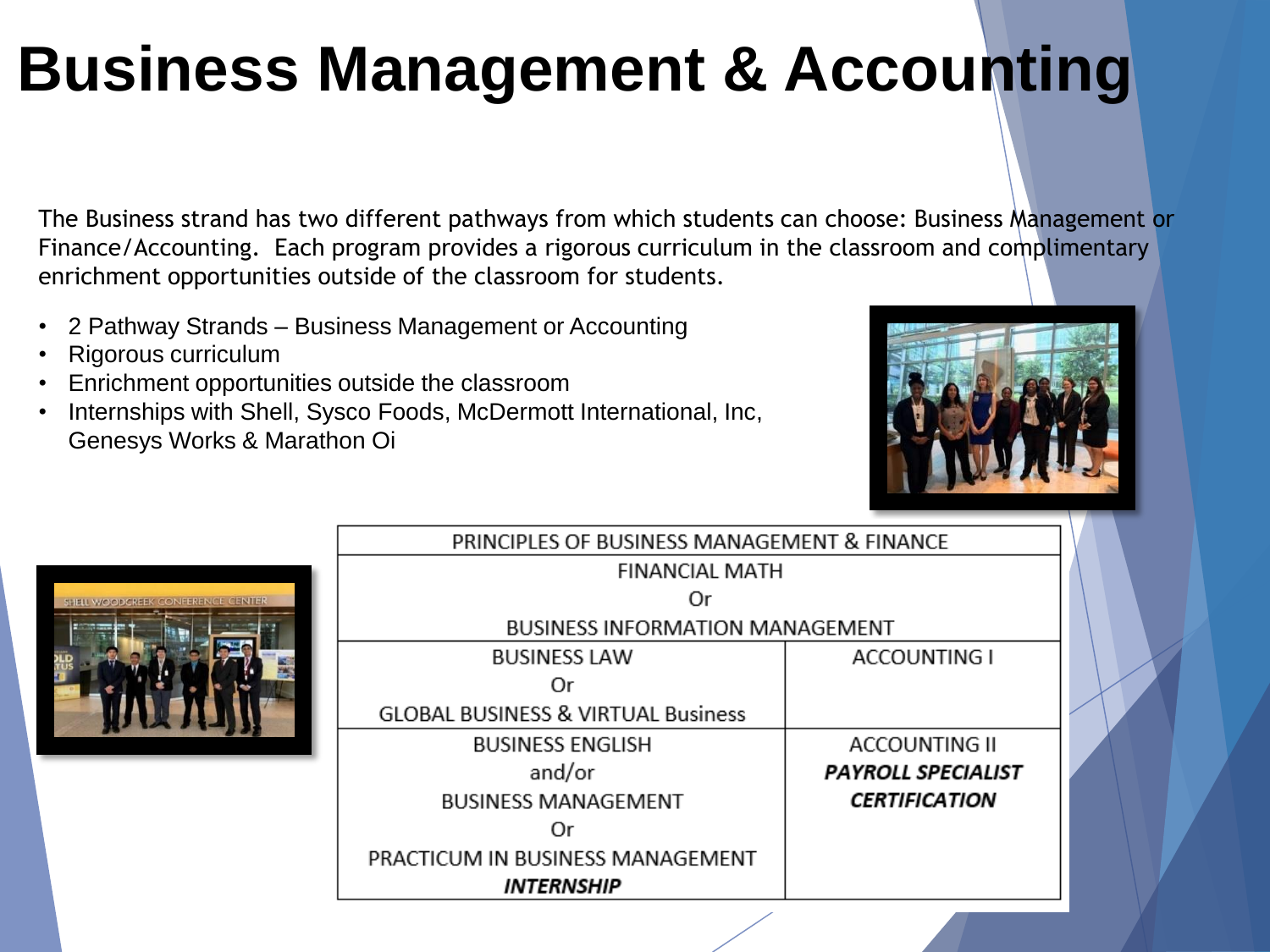# Business Management & Accounting

The Business strand has two different pathways from which students can choose: Business Management or Finance/Accounting. Each program provides a rigorous curriculum in the classroom and complimentary enrichment opportunities outside of the classroom for students.

- 2 Pathway Strands – Business Management or Accounting
- Rigorous curriculum
- Enrichment opportunities outside the classroom
- Internships with Shell, Sysco Foods, McDermott International, Inc, Genesys Works & Marathon Oi

| PRINCIPLES OF BUSINESS MANAGEMENT & FINANCE | |
|---|---|
| FINANCIAL MATH<br>Or<br>BUSINESS INFORMATION MANAGEMENT | |
| BUSINESS LAW<br>Or<br>GLOBAL BUSINESS & VIRTUAL Business | ACCOUNTING I |
| BUSINESS ENGLISH<br>and/or<br>BUSINESS MANAGEMENT<br>Or<br>PRACTICUM IN BUSINESS MANAGEMENT<br>***INTERNSHIP*** | ACCOUNTING II<br>***PAYROLL SPECIALIST CERTIFICATION*** |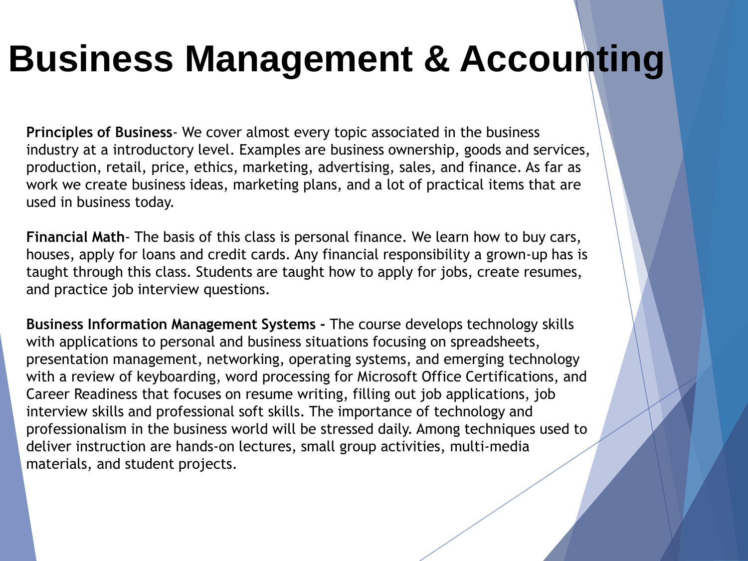# Business Management & Accounting

**Principles of Business**- We cover almost every topic associated in the business industry at a introductory level. Examples are business ownership, goods and services, production, retail, price, ethics, marketing, advertising, sales, and finance. As far as work we create business ideas, marketing plans, and a lot of practical items that are used in business today.

**Financial Math**- The basis of this class is personal finance. We learn how to buy cars, houses, apply for loans and credit cards. Any financial responsibility a grown-up has is taught through this class. Students are taught how to apply for jobs, create resumes, and practice job interview questions.

**Business Information Management Systems -** The course develops technology skills with applications to personal and business situations focusing on spreadsheets, presentation management, networking, operating systems, and emerging technology with a review of keyboarding, word processing for Microsoft Office Certifications, and Career Readiness that focuses on resume writing, filling out job applications, job interview skills and professional soft skills. The importance of technology and professionalism in the business world will be stressed daily. Among techniques used to deliver instruction are hands-on lectures, small group activities, multi-media materials, and student projects.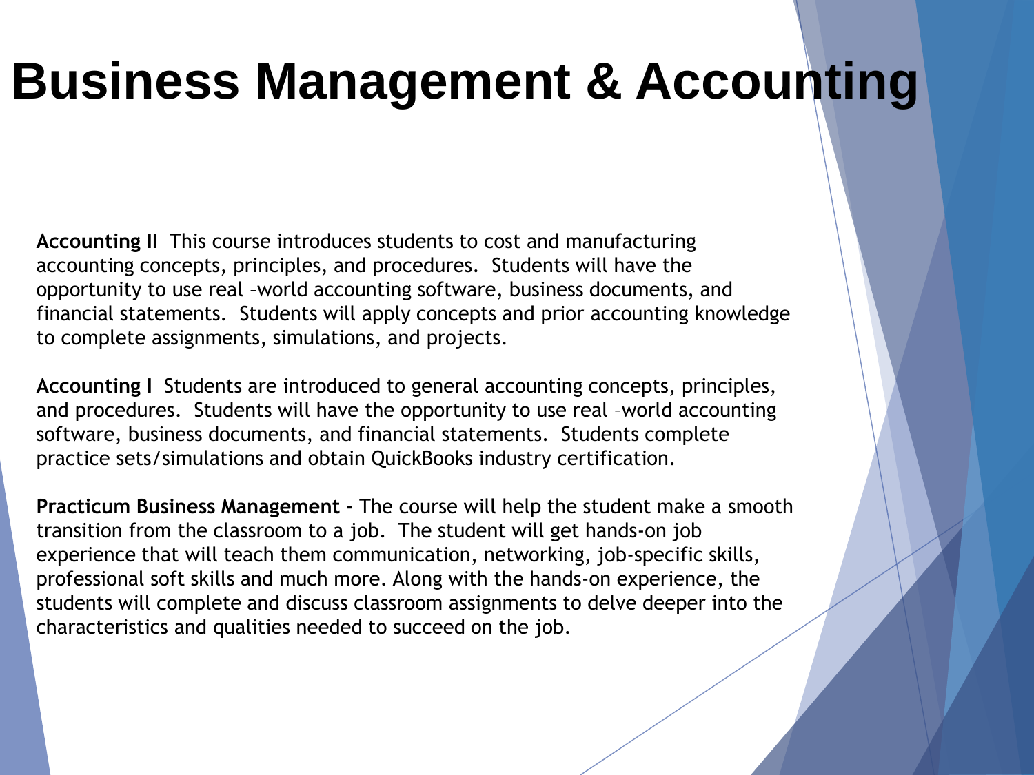# Business Management & Accounting

**Accounting II** This course introduces students to cost and manufacturing accounting concepts, principles, and procedures. Students will have the opportunity to use real –world accounting software, business documents, and financial statements. Students will apply concepts and prior accounting knowledge to complete assignments, simulations, and projects.

**Accounting I** Students are introduced to general accounting concepts, principles, and procedures. Students will have the opportunity to use real –world accounting software, business documents, and financial statements. Students complete practice sets/simulations and obtain QuickBooks industry certification.

**Practicum Business Management -** The course will help the student make a smooth transition from the classroom to a job. The student will get hands-on job experience that will teach them communication, networking, job-specific skills, professional soft skills and much more. Along with the hands-on experience, the students will complete and discuss classroom assignments to delve deeper into the characteristics and qualities needed to succeed on the job.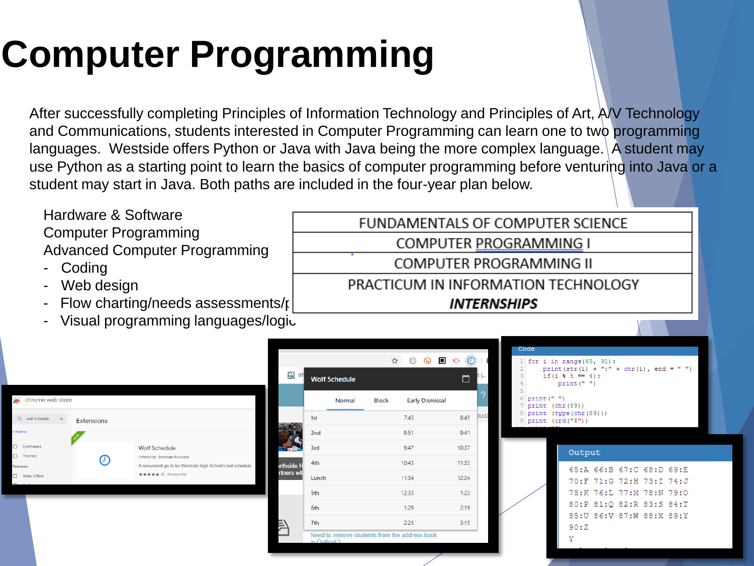# Computer Programming

After successfully completing Principles of Information Technology and Principles of Art, A/V Technology and Communications, students interested in Computer Programming can learn one to two programming languages. Westside offers Python or Java with Java being the more complex language. A student may use Python as a starting point to learn the basics of computer programming before venturing into Java or a student may start in Java. Both paths are included in the four-year plan below.

Hardware & Software
Computer Programming
Advanced Computer Programming

- Coding
- Web design
- Flow charting/needs assessments/
- Visual programming languages/logic

| FUNDAMENTALS OF COMPUTER SCIENCE |
| --- |
| COMPUTER PROGRAMMING I |
| COMPUTER PROGRAMMING II |
| PRACTICUM IN INFORMATION TECHNOLOGY ***INTERNSHIPS*** |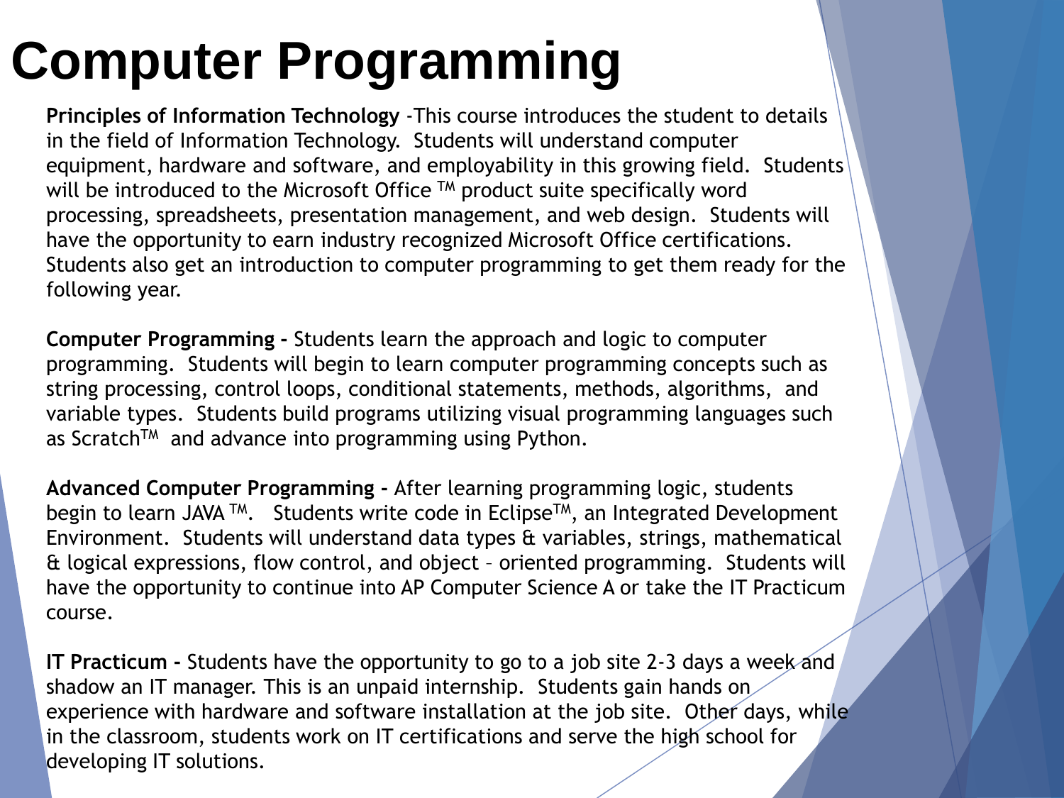# Computer Programming

**Principles of Information Technology** -This course introduces the student to details in the field of Information Technology. Students will understand computer equipment, hardware and software, and employability in this growing field. Students will be introduced to the Microsoft Office ™ product suite specifically word processing, spreadsheets, presentation management, and web design. Students will have the opportunity to earn industry recognized Microsoft Office certifications. Students also get an introduction to computer programming to get them ready for the following year.

**Computer Programming -** Students learn the approach and logic to computer programming. Students will begin to learn computer programming concepts such as string processing, control loops, conditional statements, methods, algorithms, and variable types. Students build programs utilizing visual programming languages such as Scratch™ and advance into programming using Python.

**Advanced Computer Programming -** After learning programming logic, students begin to learn JAVA ™. Students write code in Eclipse™, an Integrated Development Environment. Students will understand data types & variables, strings, mathematical & logical expressions, flow control, and object – oriented programming. Students will have the opportunity to continue into AP Computer Science A or take the IT Practicum course.

**IT Practicum -** Students have the opportunity to go to a job site 2-3 days a week and shadow an IT manager. This is an unpaid internship. Students gain hands on experience with hardware and software installation at the job site. Other days, while in the classroom, students work on IT certifications and serve the high school for developing IT solutions.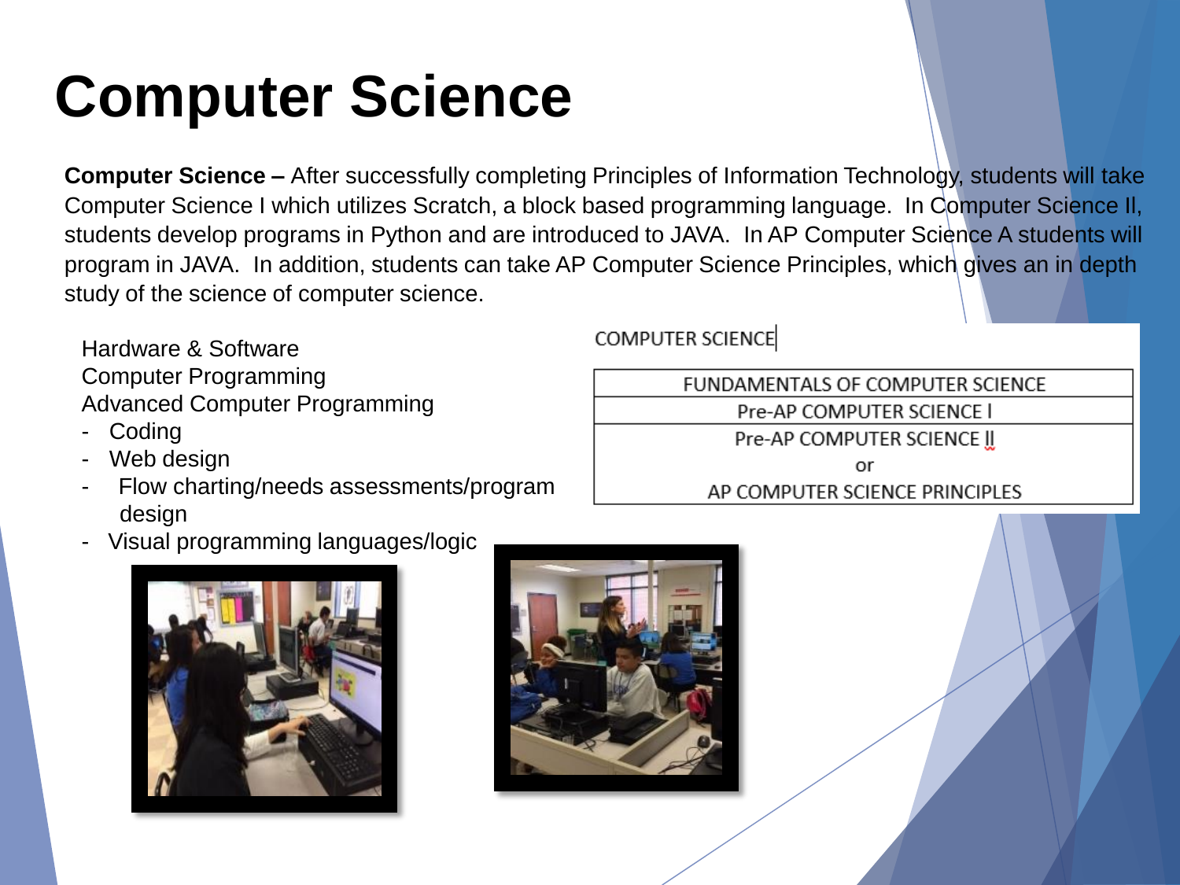# Computer Science

**Computer Science –** After successfully completing Principles of Information Technology, students will take Computer Science I which utilizes Scratch, a block based programming language. In Computer Science II, students develop programs in Python and are introduced to JAVA. In AP Computer Science A students will program in JAVA. In addition, students can take AP Computer Science Principles, which gives an in depth study of the science of computer science.

Hardware & Software
Computer Programming
Advanced Computer Programming

- Coding
- Web design
- Flow charting/needs assessments/program design
- Visual programming languages/logic

COMPUTER SCIENCE

| FUNDAMENTALS OF COMPUTER SCIENCE |
|---|
| Pre-AP COMPUTER SCIENCE I |
| Pre-AP COMPUTER SCIENCE II<br>or<br>AP COMPUTER SCIENCE PRINCIPLES |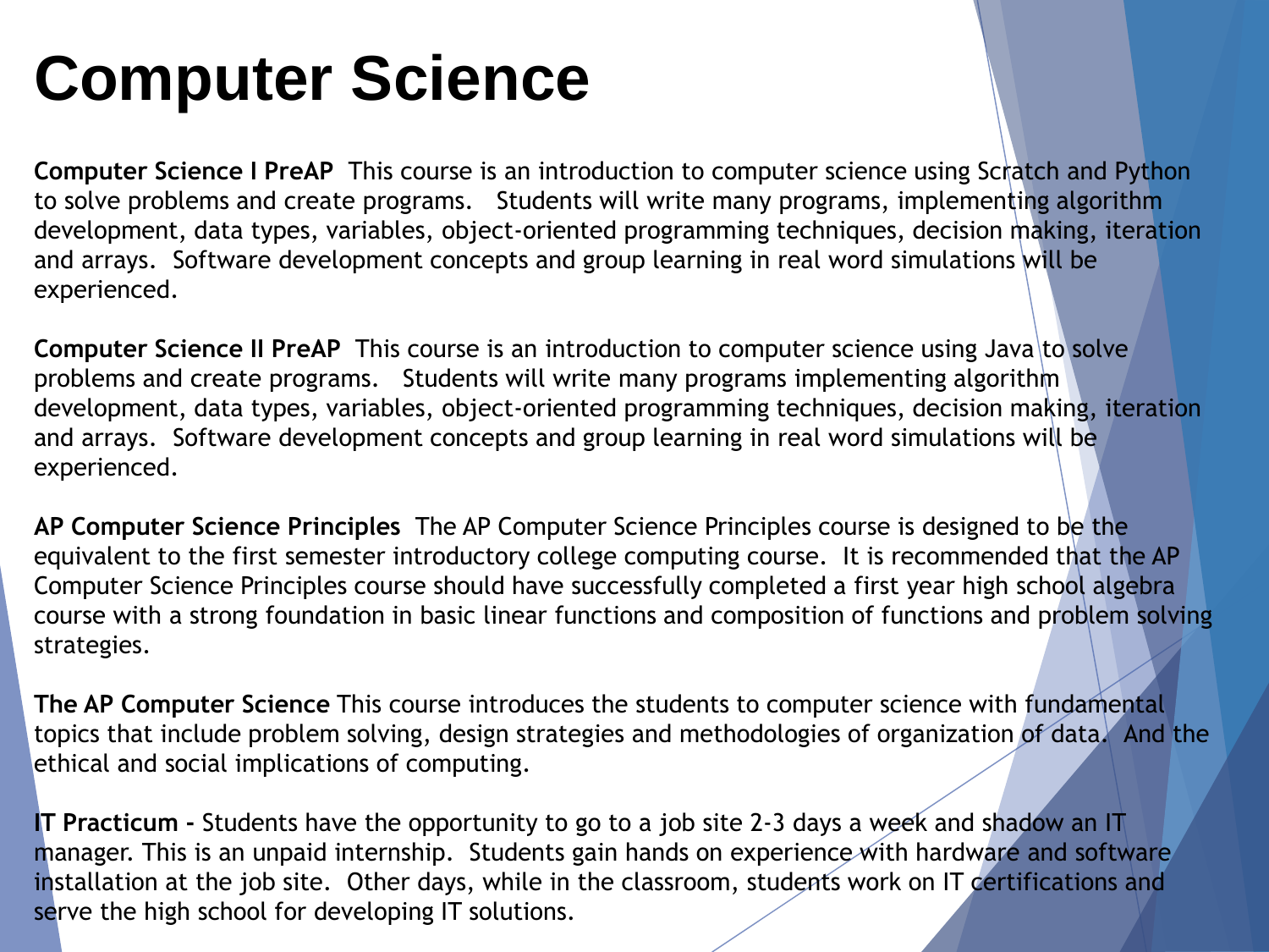# Computer Science

**Computer Science I PreAP** This course is an introduction to computer science using Scratch and Python to solve problems and create programs. Students will write many programs, implementing algorithm development, data types, variables, object-oriented programming techniques, decision making, iteration and arrays. Software development concepts and group learning in real word simulations will be experienced.

**Computer Science II PreAP** This course is an introduction to computer science using Java to solve problems and create programs. Students will write many programs implementing algorithm development, data types, variables, object-oriented programming techniques, decision making, iteration and arrays. Software development concepts and group learning in real word simulations will be experienced.

**AP Computer Science Principles** The AP Computer Science Principles course is designed to be the equivalent to the first semester introductory college computing course. It is recommended that the AP Computer Science Principles course should have successfully completed a first year high school algebra course with a strong foundation in basic linear functions and composition of functions and problem solving strategies.

**The AP Computer Science** This course introduces the students to computer science with fundamental topics that include problem solving, design strategies and methodologies of organization of data. And the ethical and social implications of computing.

**IT Practicum -** Students have the opportunity to go to a job site 2-3 days a week and shadow an IT manager. This is an unpaid internship. Students gain hands on experience with hardware and software installation at the job site. Other days, while in the classroom, students work on IT certifications and serve the high school for developing IT solutions.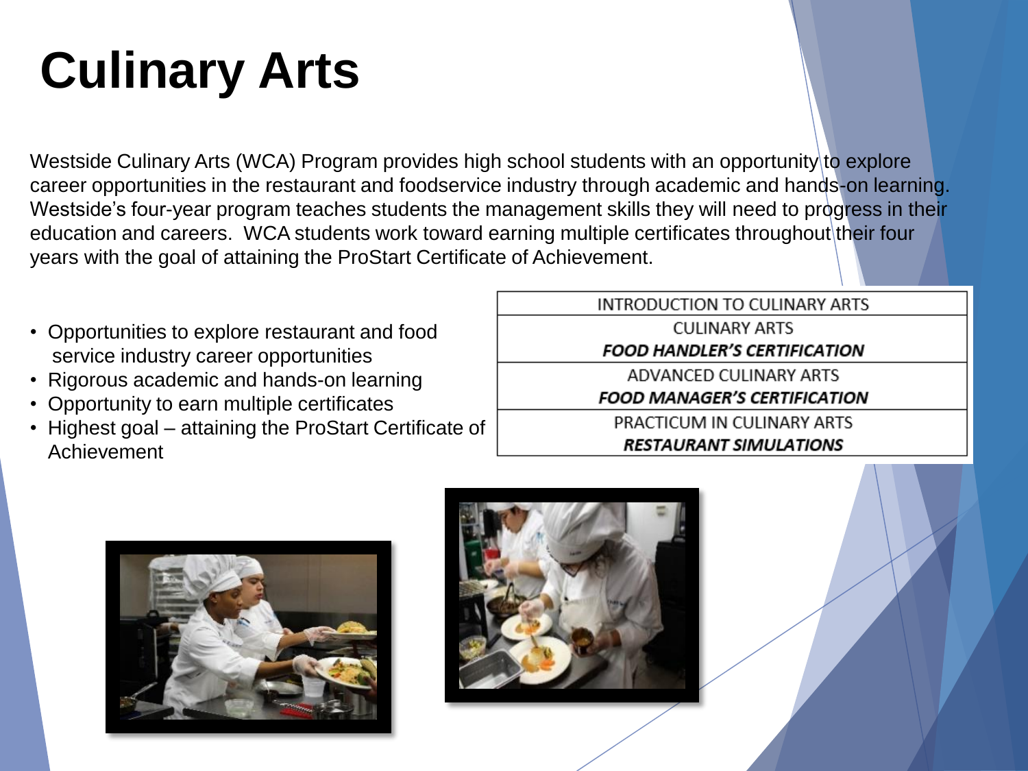# Culinary Arts

Westside Culinary Arts (WCA) Program provides high school students with an opportunity to explore career opportunities in the restaurant and foodservice industry through academic and hands-on learning. Westside's four-year program teaches students the management skills they will need to progress in their education and careers. WCA students work toward earning multiple certificates throughout their four years with the goal of attaining the ProStart Certificate of Achievement.

- Opportunities to explore restaurant and food service industry career opportunities
- Rigorous academic and hands-on learning
- Opportunity to earn multiple certificates
- Highest goal – attaining the ProStart Certificate of Achievement

| INTRODUCTION TO CULINARY ARTS |
|---|
| CULINARY ARTS<br>***FOOD HANDLER'S CERTIFICATION*** |
| ADVANCED CULINARY ARTS<br>***FOOD MANAGER'S CERTIFICATION*** |
| PRACTICUM IN CULINARY ARTS<br>***RESTAURANT SIMULATIONS*** |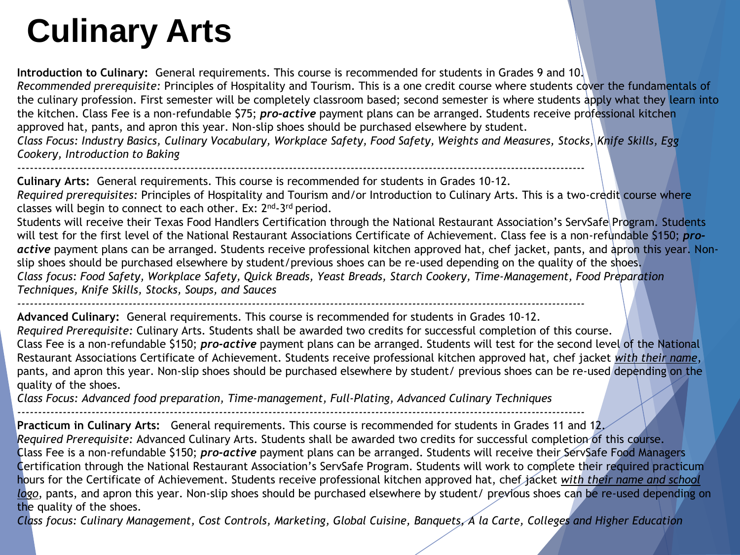# Culinary Arts

**Introduction to Culinary:** General requirements. This course is recommended for students in Grades 9 and 10.
*Recommended prerequisite:* Principles of Hospitality and Tourism. This is a one credit course where students cover the fundamentals of the culinary profession. First semester will be completely classroom based; second semester is where students apply what they learn into the kitchen. Class Fee is a non-refundable $75; ***pro-active*** payment plans can be arranged. Students receive professional kitchen approved hat, pants, and apron this year. Non-slip shoes should be purchased elsewhere by student.
*Class Focus: Industry Basics, Culinary Vocabulary, Workplace Safety, Food Safety, Weights and Measures, Stocks, Knife Skills, Egg Cookery, Introduction to Baking*

---

**Culinary Arts:** General requirements. This course is recommended for students in Grades 10-12.
*Required prerequisites:* Principles of Hospitality and Tourism and/or Introduction to Culinary Arts. This is a two-credit course where classes will begin to connect to each other. Ex: 2nd-3rd period.
Students will receive their Texas Food Handlers Certification through the National Restaurant Association's ServSafe Program. Students will test for the first level of the National Restaurant Associations Certificate of Achievement. Class fee is a non-refundable $150; ***pro-active*** payment plans can be arranged. Students receive professional kitchen approved hat, chef jacket, pants, and apron this year. Non-slip shoes should be purchased elsewhere by student/previous shoes can be re-used depending on the quality of the shoes.
*Class focus: Food Safety, Workplace Safety, Quick Breads, Yeast Breads, Starch Cookery, Time-Management, Food Preparation Techniques, Knife Skills, Stocks, Soups, and Sauces*

---

**Advanced Culinary:** General requirements. This course is recommended for students in Grades 10-12.
*Required Prerequisite:* Culinary Arts. Students shall be awarded two credits for successful completion of this course.
Class Fee is a non-refundable $150; ***pro-active*** payment plans can be arranged. Students will test for the second level of the National Restaurant Associations Certificate of Achievement. Students receive professional kitchen approved hat, chef jacket *with their name*, pants, and apron this year. Non-slip shoes should be purchased elsewhere by student/ previous shoes can be re-used depending on the quality of the shoes.
*Class Focus: Advanced food preparation, Time-management, Full-Plating, Advanced Culinary Techniques*

---

**Practicum in Culinary Arts:** General requirements. This course is recommended for students in Grades 11 and 12.
*Required Prerequisite:* Advanced Culinary Arts. Students shall be awarded two credits for successful completion of this course.
Class Fee is a non-refundable $150; ***pro-active*** payment plans can be arranged. Students will receive their ServSafe Food Managers Certification through the National Restaurant Association's ServSafe Program. Students will work to complete their required practicum hours for the Certificate of Achievement. Students receive professional kitchen approved hat, chef jacket *with their name and school logo*, pants, and apron this year. Non-slip shoes should be purchased elsewhere by student/ previous shoes can be re-used depending on the quality of the shoes.
*Class focus: Culinary Management, Cost Controls, Marketing, Global Cuisine, Banquets, A la Carte, Colleges and Higher Education*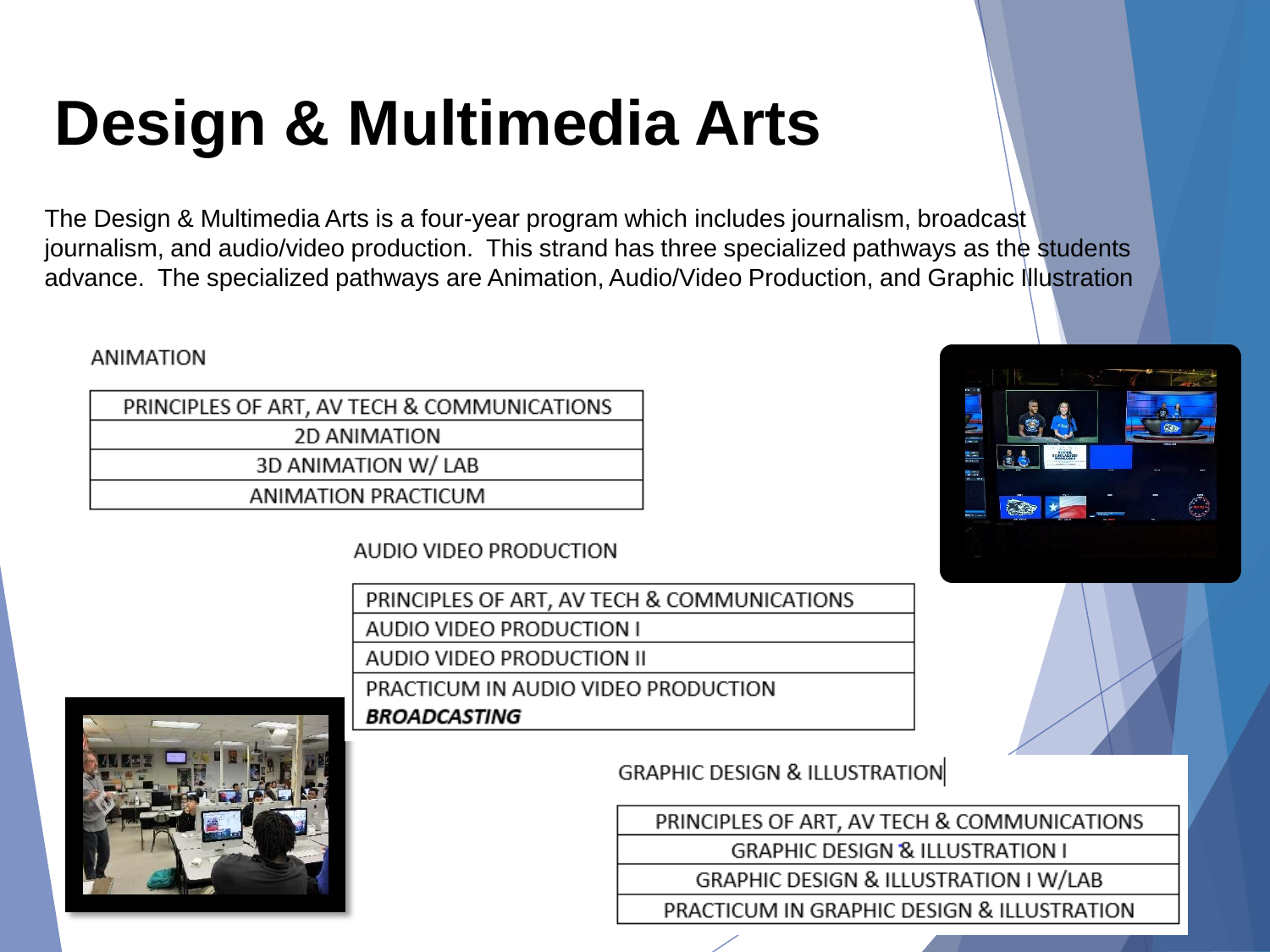# Design & Multimedia Arts

The Design & Multimedia Arts is a four-year program which includes journalism, broadcast journalism, and audio/video production. This strand has three specialized pathways as the students advance. The specialized pathways are Animation, Audio/Video Production, and Graphic Illustration

ANIMATION

| PRINCIPLES OF ART, AV TECH & COMMUNICATIONS |
|---|
| 2D ANIMATION |
| 3D ANIMATION W/ LAB |
| ANIMATION PRACTICUM |

AUDIO VIDEO PRODUCTION

| PRINCIPLES OF ART, AV TECH & COMMUNICATIONS |
|---|
| AUDIO VIDEO PRODUCTION I |
| AUDIO VIDEO PRODUCTION II |
| PRACTICUM IN AUDIO VIDEO PRODUCTION ***BROADCASTING*** |

GRAPHIC DESIGN & ILLUSTRATION

| PRINCIPLES OF ART, AV TECH & COMMUNICATIONS |
|---|
| GRAPHIC DESIGN & ILLUSTRATION I |
| GRAPHIC DESIGN & ILLUSTRATION I W/LAB |
| PRACTICUM IN GRAPHIC DESIGN & ILLUSTRATION |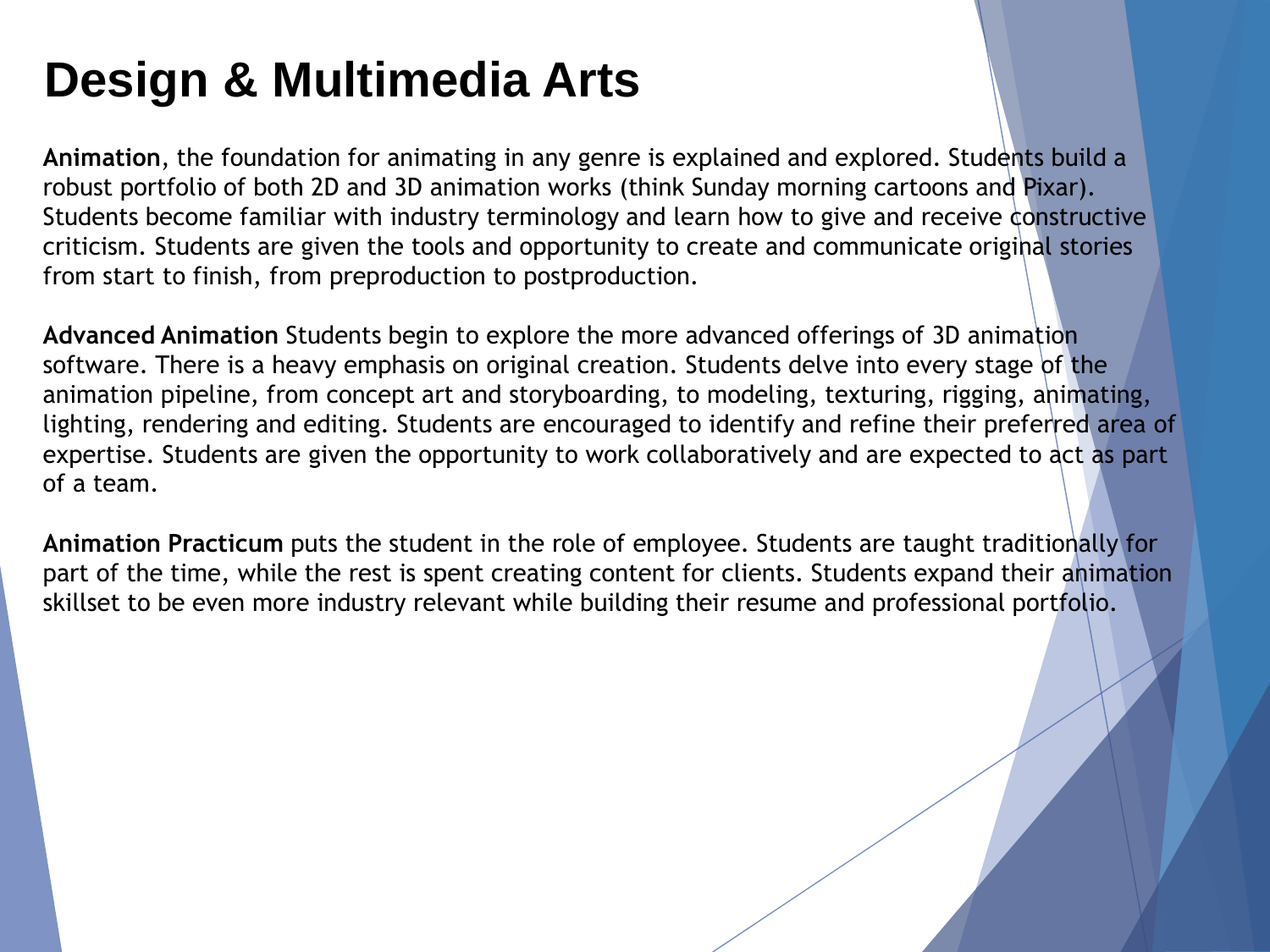# Design & Multimedia Arts

**Animation**, the foundation for animating in any genre is explained and explored. Students build a robust portfolio of both 2D and 3D animation works (think Sunday morning cartoons and Pixar). Students become familiar with industry terminology and learn how to give and receive constructive criticism. Students are given the tools and opportunity to create and communicate original stories from start to finish, from preproduction to postproduction.

**Advanced Animation** Students begin to explore the more advanced offerings of 3D animation software. There is a heavy emphasis on original creation. Students delve into every stage of the animation pipeline, from concept art and storyboarding, to modeling, texturing, rigging, animating, lighting, rendering and editing. Students are encouraged to identify and refine their preferred area of expertise. Students are given the opportunity to work collaboratively and are expected to act as part of a team.

**Animation Practicum** puts the student in the role of employee. Students are taught traditionally for part of the time, while the rest is spent creating content for clients. Students expand their animation skillset to be even more industry relevant while building their resume and professional portfolio.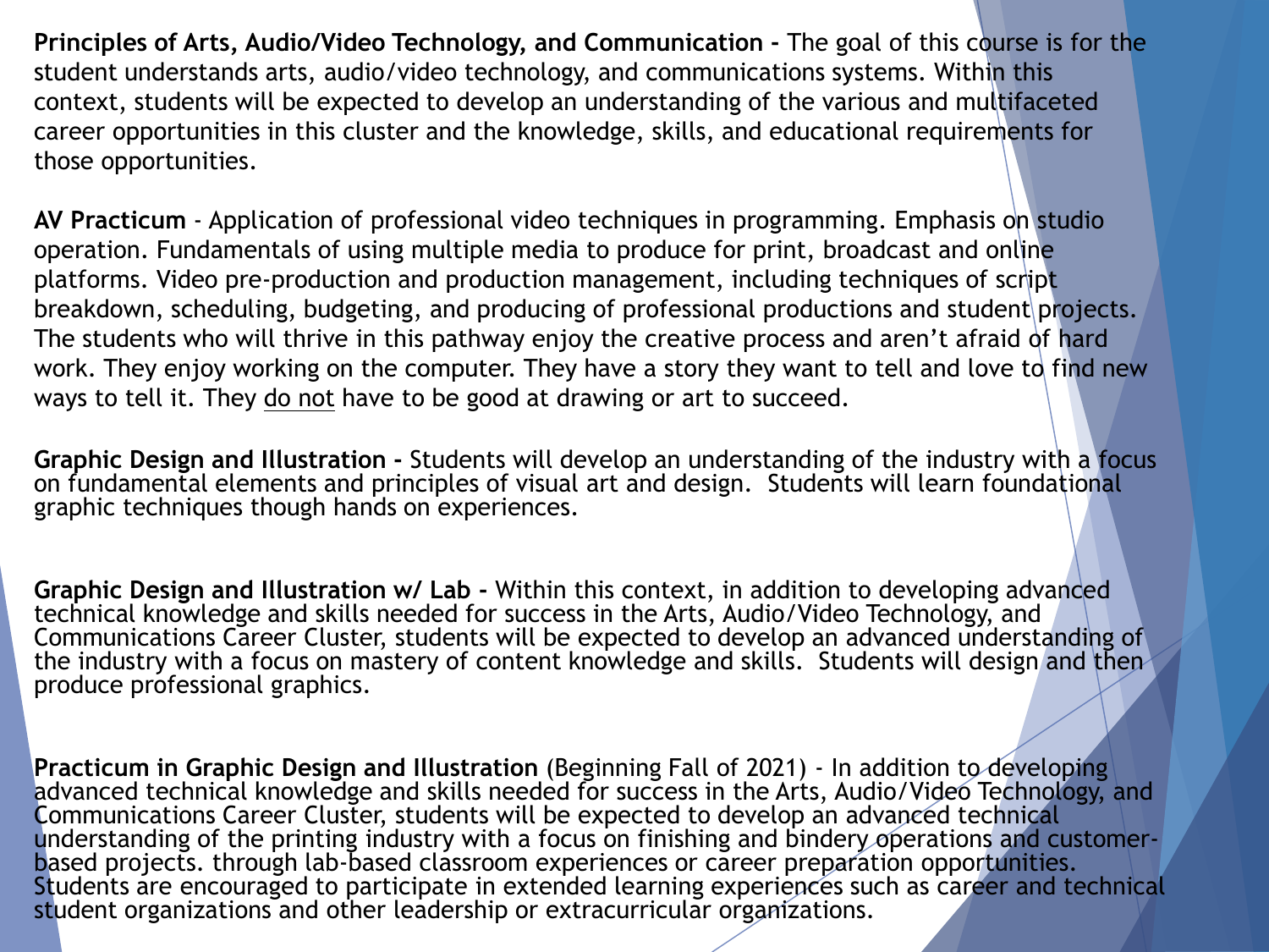**Principles of Arts, Audio/Video Technology, and Communication -** The goal of this course is for the student understands arts, audio/video technology, and communications systems. Within this context, students will be expected to develop an understanding of the various and multifaceted career opportunities in this cluster and the knowledge, skills, and educational requirements for those opportunities.

**AV Practicum** - Application of professional video techniques in programming. Emphasis on studio operation. Fundamentals of using multiple media to produce for print, broadcast and online platforms. Video pre-production and production management, including techniques of script breakdown, scheduling, budgeting, and producing of professional productions and student projects. The students who will thrive in this pathway enjoy the creative process and aren't afraid of hard work. They enjoy working on the computer. They have a story they want to tell and love to find new ways to tell it. They <u>do not</u> have to be good at drawing or art to succeed.

**Graphic Design and Illustration -** Students will develop an understanding of the industry with a focus on fundamental elements and principles of visual art and design. Students will learn foundational graphic techniques though hands on experiences.

**Graphic Design and Illustration w/ Lab -** Within this context, in addition to developing advanced technical knowledge and skills needed for success in the Arts, Audio/Video Technology, and Communications Career Cluster, students will be expected to develop an advanced understanding of the industry with a focus on mastery of content knowledge and skills. Students will design and then produce professional graphics.

**Practicum in Graphic Design and Illustration** (Beginning Fall of 2021) - In addition to developing advanced technical knowledge and skills needed for success in the Arts, Audio/Video Technology, and Communications Career Cluster, students will be expected to develop an advanced technical understanding of the printing industry with a focus on finishing and bindery operations and customer-based projects. through lab-based classroom experiences or career preparation opportunities. Students are encouraged to participate in extended learning experiences such as career and technical student organizations and other leadership or extracurricular organizations.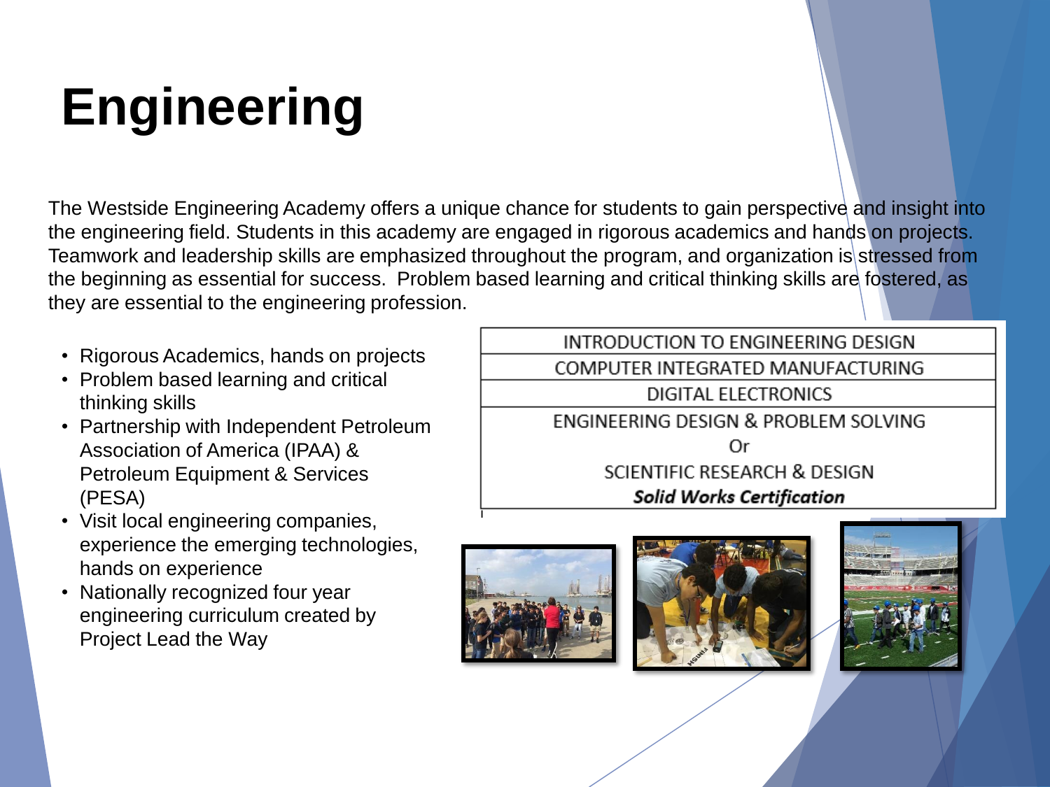# Engineering

The Westside Engineering Academy offers a unique chance for students to gain perspective and insight into the engineering field. Students in this academy are engaged in rigorous academics and hands on projects. Teamwork and leadership skills are emphasized throughout the program, and organization is stressed from the beginning as essential for success. Problem based learning and critical thinking skills are fostered, as they are essential to the engineering profession.

- Rigorous Academics, hands on projects
- Problem based learning and critical thinking skills
- Partnership with Independent Petroleum Association of America (IPAA) & Petroleum Equipment & Services (PESA)
- Visit local engineering companies, experience the emerging technologies, hands on experience
- Nationally recognized four year engineering curriculum created by Project Lead the Way

| INTRODUCTION TO ENGINEERING DESIGN |
| --- |
| COMPUTER INTEGRATED MANUFACTURING |
| DIGITAL ELECTRONICS |
| ENGINEERING DESIGN & PROBLEM SOLVING<br>Or<br>SCIENTIFIC RESEARCH & DESIGN<br>***Solid Works Certification*** |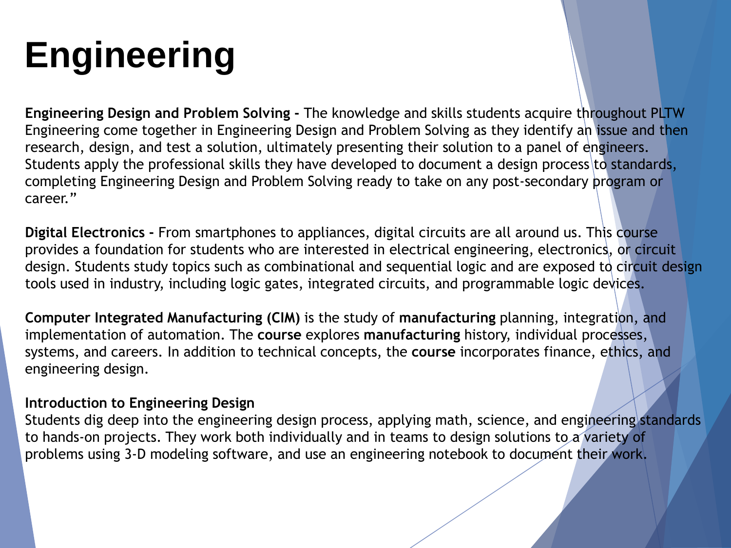# Engineering

**Engineering Design and Problem Solving -** The knowledge and skills students acquire throughout PLTW Engineering come together in Engineering Design and Problem Solving as they identify an issue and then research, design, and test a solution, ultimately presenting their solution to a panel of engineers. Students apply the professional skills they have developed to document a design process to standards, completing Engineering Design and Problem Solving ready to take on any post-secondary program or career."

**Digital Electronics -** From smartphones to appliances, digital circuits are all around us. This course provides a foundation for students who are interested in electrical engineering, electronics, or circuit design. Students study topics such as combinational and sequential logic and are exposed to circuit design tools used in industry, including logic gates, integrated circuits, and programmable logic devices.

**Computer Integrated Manufacturing (CIM)** is the study of **manufacturing** planning, integration, and implementation of automation. The **course** explores **manufacturing** history, individual processes, systems, and careers. In addition to technical concepts, the **course** incorporates finance, ethics, and engineering design.

**Introduction to Engineering Design**
Students dig deep into the engineering design process, applying math, science, and engineering standards to hands-on projects. They work both individually and in teams to design solutions to a variety of problems using 3-D modeling software, and use an engineering notebook to document their work.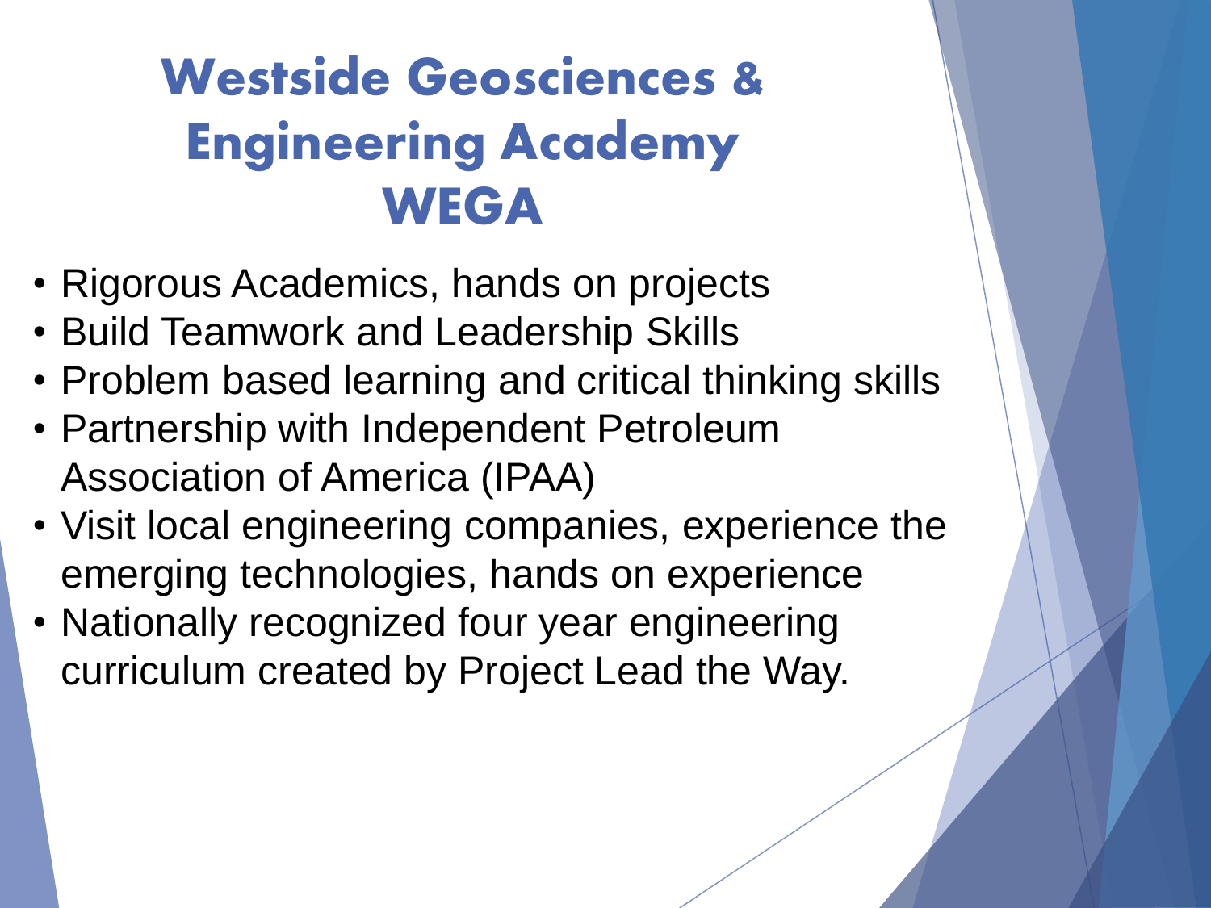# Westside Geosciences & Engineering Academy WEGA

- Rigorous Academics, hands on projects
- Build Teamwork and Leadership Skills
- Problem based learning and critical thinking skills
- Partnership with Independent Petroleum Association of America (IPAA)
- Visit local engineering companies, experience the emerging technologies, hands on experience
- Nationally recognized four year engineering curriculum created by Project Lead the Way.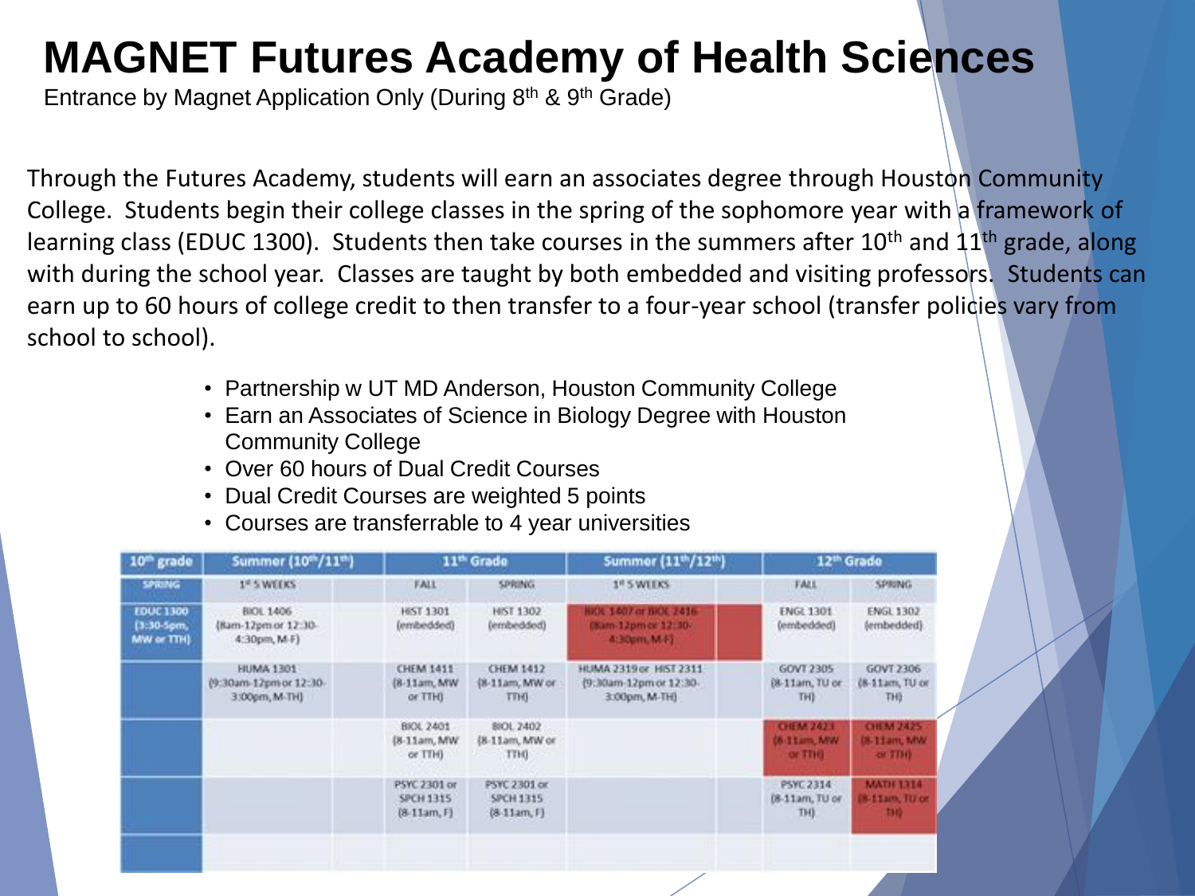# MAGNET Futures Academy of Health Sciences

Entrance by Magnet Application Only (During 8th & 9th Grade)

Through the Futures Academy, students will earn an associates degree through Houston Community College. Students begin their college classes in the spring of the sophomore year with a framework of learning class (EDUC 1300). Students then take courses in the summers after 10th and 11th grade, along with during the school year. Classes are taught by both embedded and visiting professors. Students can earn up to 60 hours of college credit to then transfer to a four-year school (transfer policies vary from school to school).

- Partnership w UT MD Anderson, Houston Community College
- Earn an Associates of Science in Biology Degree with Houston Community College
- Over 60 hours of Dual Credit Courses
- Dual Credit Courses are weighted 5 points
- Courses are transferrable to 4 year universities

| 10th grade | Summer (10th/11th) | | 11th Grade | | Summer (11th/12th) | | 12th Grade | |
|---|---|---|---|---|---|---|---|---|
| SPRING | 1st 5 WEEKS | | FALL | SPRING | 1st 5 WEEKS | | FALL | SPRING |
| EDUC 1300 (3:30-5pm, MW or TTH) | BIOL 1406 (8am-12pm or 12:30-4:30pm, M-F) | | HIST 1301 (embedded) | HIST 1302 (embedded) | BIOL 1407 or BIOL 2416 (8am-12pm or 12:30-4:30pm, M-F) | | ENGL 1301 (embedded) | ENGL 1302 (embedded) |
| | HUMA 1301 (9:30am-12pm or 12:30-3:00pm, M-TH) | | CHEM 1411 (8-11am, MW or TTH) | CHEM 1412 (8-11am, MW or TTH) | HUMA 2319 or HIST 2311 (9:30am-12pm or 12:30-3:00pm, M-TH) | | GOVT 2305 (8-11am, TU or TH) | GOVT 2306 (8-11am, TU or TH) |
| | | | BIOL 2401 (8-11am, MW or TTH) | BIOL 2402 (8-11am, MW or TTH) | | | CHEM 2423 (8-11am, MW or TTH) | CHEM 2425 (8-11am, MW or TTH) |
| | | | PSYC 2301 or SPCH 1315 (8-11am, F) | PSYC 2301 or SPCH 1315 (8-11am, F) | | | PSYC 2314 (8-11am, TU or TH) | MATH 1314 (8-11am, TU or TH) |
| | | | | | | | | |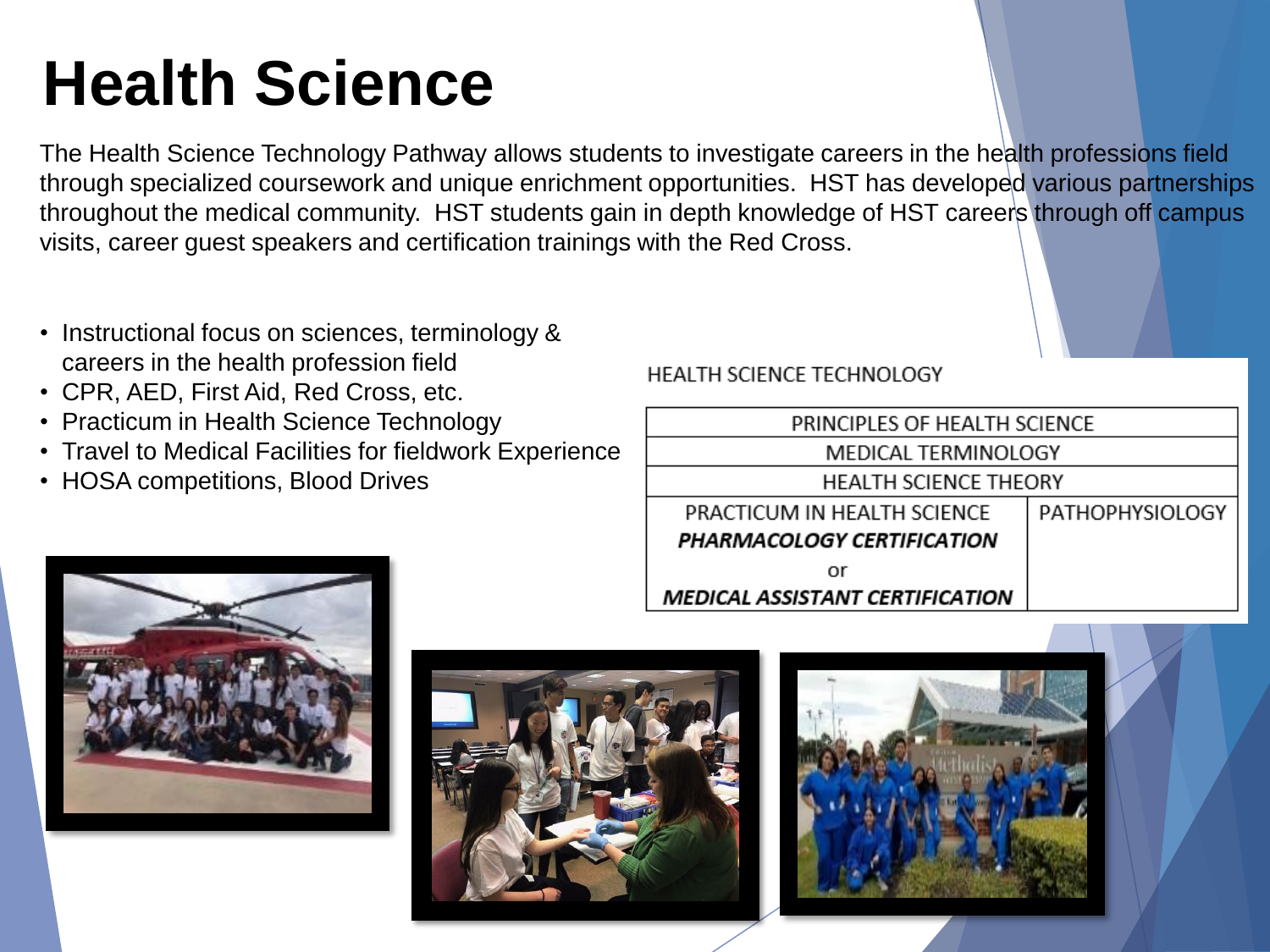# Health Science

The Health Science Technology Pathway allows students to investigate careers in the health professions field through specialized coursework and unique enrichment opportunities. HST has developed various partnerships throughout the medical community. HST students gain in depth knowledge of HST careers through off campus visits, career guest speakers and certification trainings with the Red Cross.

- Instructional focus on sciences, terminology & careers in the health profession field
- CPR, AED, First Aid, Red Cross, etc.
- Practicum in Health Science Technology
- Travel to Medical Facilities for fieldwork Experience
- HOSA competitions, Blood Drives

HEALTH SCIENCE TECHNOLOGY

| PRINCIPLES OF HEALTH SCIENCE | |
|---|---|
| MEDICAL TERMINOLOGY | |
| HEALTH SCIENCE THEORY | |
| PRACTICUM IN HEALTH SCIENCE ***PHARMACOLOGY CERTIFICATION*** or ***MEDICAL ASSISTANT CERTIFICATION*** | PATHOPHYSIOLOGY |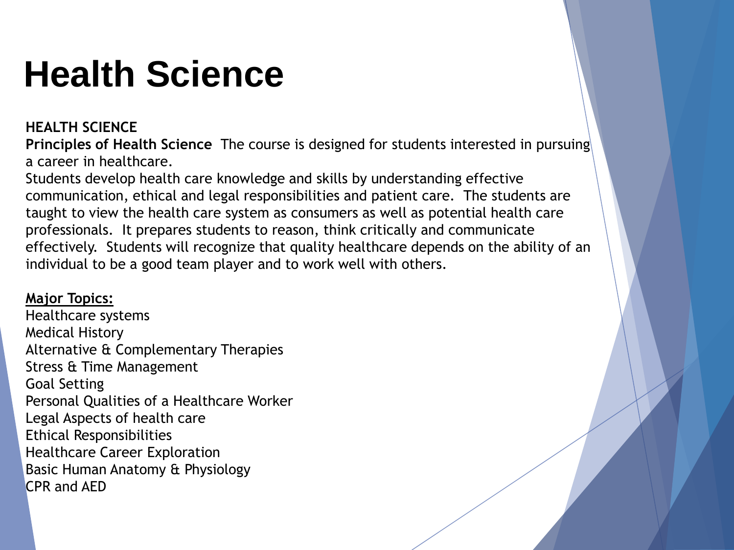# Health Science

**HEALTH SCIENCE**

**Principles of Health Science** The course is designed for students interested in pursuing a career in healthcare.

Students develop health care knowledge and skills by understanding effective communication, ethical and legal responsibilities and patient care. The students are taught to view the health care system as consumers as well as potential health care professionals. It prepares students to reason, think critically and communicate effectively. Students will recognize that quality healthcare depends on the ability of an individual to be a good team player and to work well with others.

**Major Topics:**

Healthcare systems
Medical History
Alternative & Complementary Therapies
Stress & Time Management
Goal Setting
Personal Qualities of a Healthcare Worker
Legal Aspects of health care
Ethical Responsibilities
Healthcare Career Exploration
Basic Human Anatomy & Physiology
CPR and AED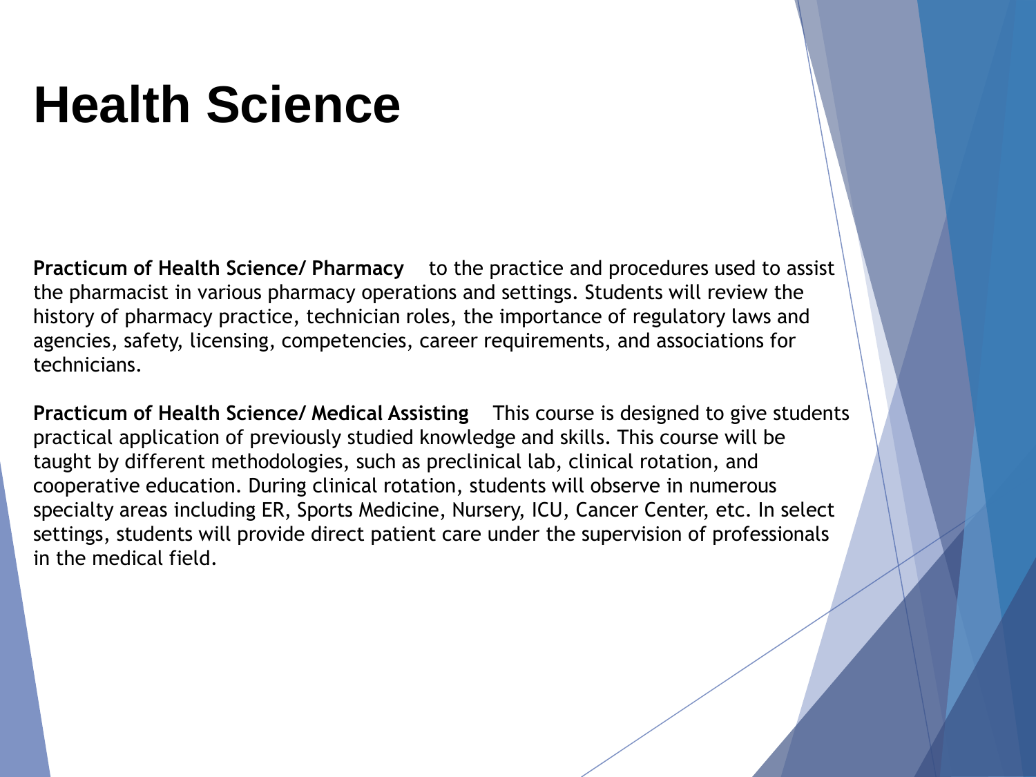# Health Science

**Practicum of Health Science/ Pharmacy** to the practice and procedures used to assist the pharmacist in various pharmacy operations and settings. Students will review the history of pharmacy practice, technician roles, the importance of regulatory laws and agencies, safety, licensing, competencies, career requirements, and associations for technicians.

**Practicum of Health Science/ Medical Assisting** This course is designed to give students practical application of previously studied knowledge and skills. This course will be taught by different methodologies, such as preclinical lab, clinical rotation, and cooperative education. During clinical rotation, students will observe in numerous specialty areas including ER, Sports Medicine, Nursery, ICU, Cancer Center, etc. In select settings, students will provide direct patient care under the supervision of professionals in the medical field.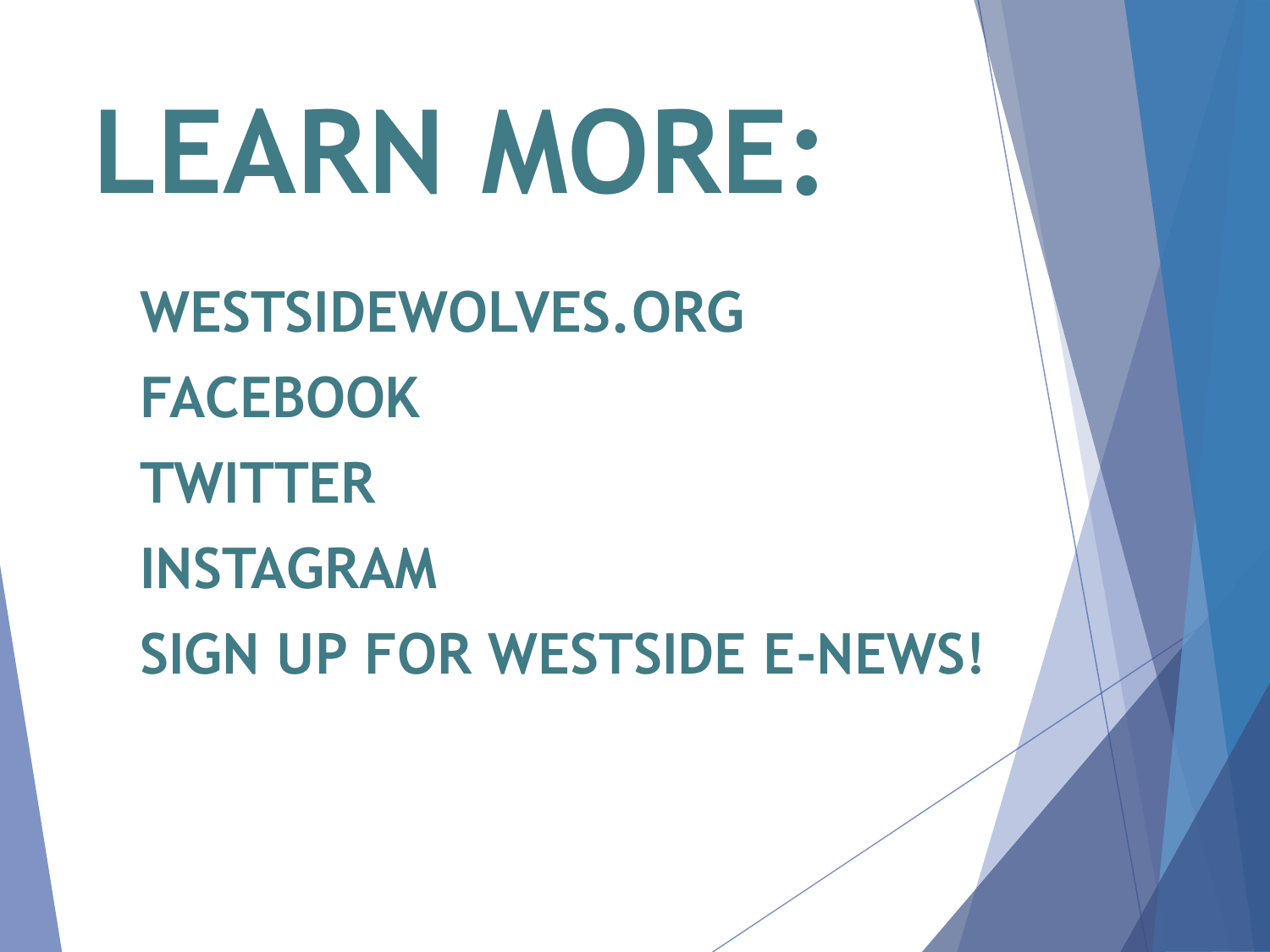# LEARN MORE:

WESTSIDEWOLVES.ORG

FACEBOOK

TWITTER

INSTAGRAM

SIGN UP FOR WESTSIDE E-NEWS!